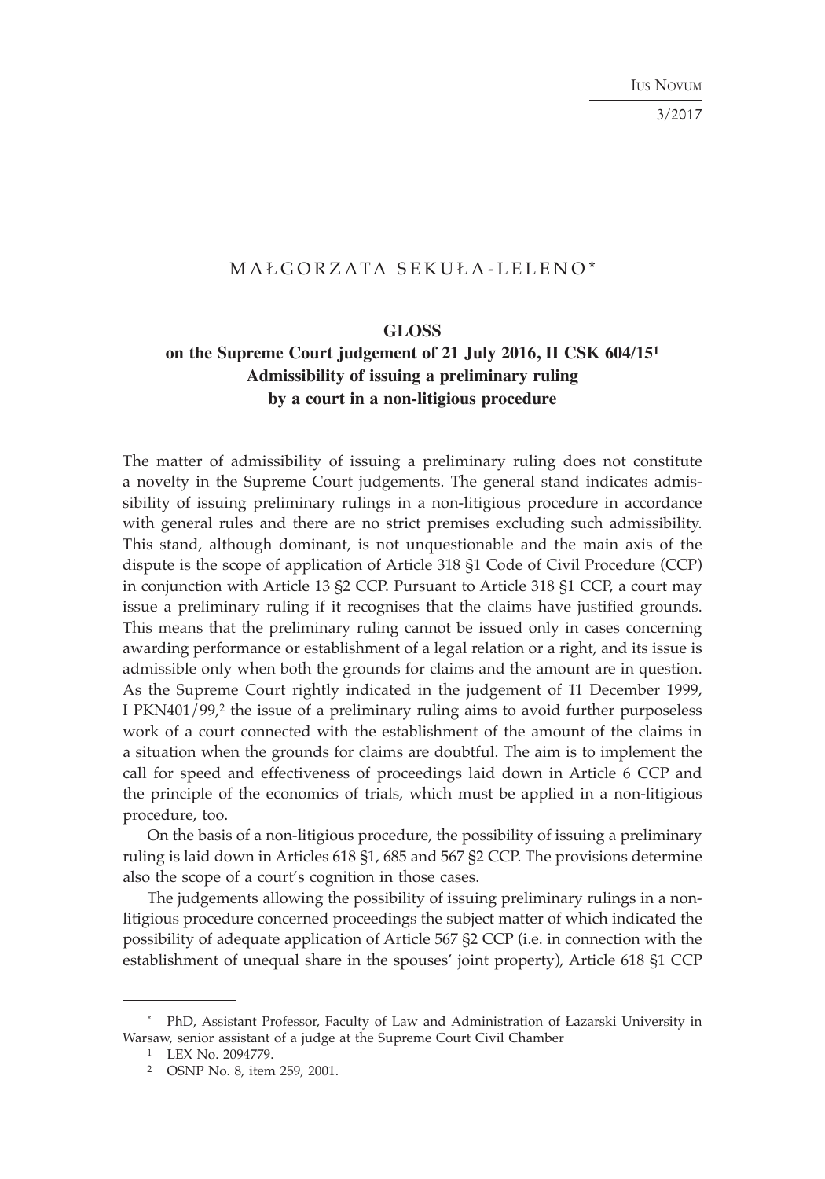MAŁGORZATA SEKUŁA-LELENO*

# GLOSS

## on the Supreme Court judgement of 21 July 2016, II CSK 604/15[1] Admissibility of issuing a preliminary ruling by a court in a non-litigious procedure

The matter of admissibility of issuing a preliminary ruling does not constitute a novelty in the Supreme Court judgements. The general stand indicates admissibility of issuing preliminary rulings in a non-litigious procedure in accordance with general rules and there are no strict premises excluding such admissibility. This stand, although dominant, is not unquestionable and the main axis of the dispute is the scope of application of Article 318 §1 Code of Civil Procedure (CCP) in conjunction with Article 13 §2 CCP. Pursuant to Article 318 §1 CCP, a court may issue a preliminary ruling if it recognises that the claims have justified grounds. This means that the preliminary ruling cannot be issued only in cases concerning awarding performance or establishment of a legal relation or a right, and its issue is admissible only when both the grounds for claims and the amount are in question. As the Supreme Court rightly indicated in the judgement of 11 December 1999, I PKN401/99,[2] the issue of a preliminary ruling aims to avoid further purposeless work of a court connected with the establishment of the amount of the claims in a situation when the grounds for claims are doubtful. The aim is to implement the call for speed and effectiveness of proceedings laid down in Article 6 CCP and the principle of the economics of trials, which must be applied in a non-litigious procedure, too.

On the basis of a non-litigious procedure, the possibility of issuing a preliminary ruling is laid down in Articles 618 §1, 685 and 567 §2 CCP. The provisions determine also the scope of a court's cognition in those cases.

The judgements allowing the possibility of issuing preliminary rulings in a non-litigious procedure concerned proceedings the subject matter of which indicated the possibility of adequate application of Article 567 §2 CCP (i.e. in connection with the establishment of unequal share in the spouses' joint property), Article 618 §1 CCP

---

* PhD, Assistant Professor, Faculty of Law and Administration of Łazarski University in Warsaw, senior assistant of a judge at the Supreme Court Civil Chamber

[1] LEX No. 2094779.

[2] OSNP No. 8, item 259, 2001.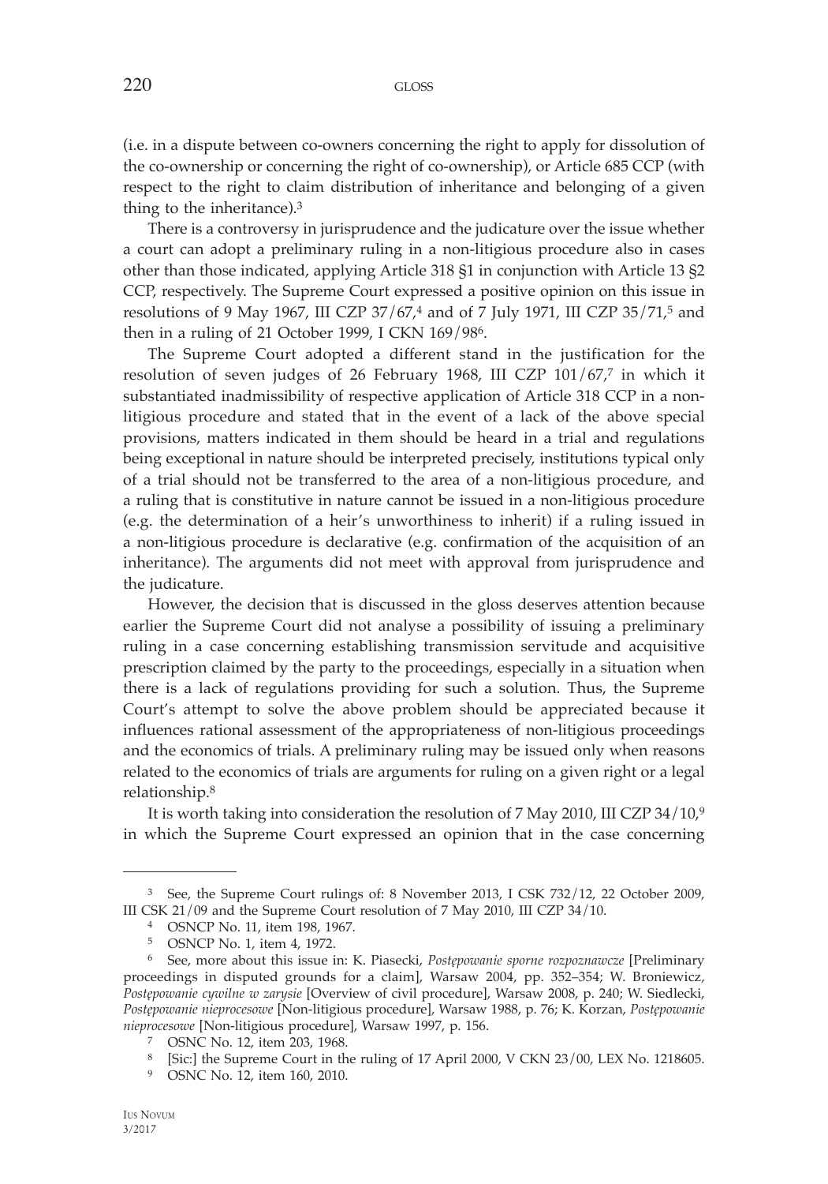(i.e. in a dispute between co-owners concerning the right to apply for dissolution of the co-ownership or concerning the right of co-ownership), or Article 685 CCP (with respect to the right to claim distribution of inheritance and belonging of a given thing to the inheritance).[3]

There is a controversy in jurisprudence and the judicature over the issue whether a court can adopt a preliminary ruling in a non-litigious procedure also in cases other than those indicated, applying Article 318 §1 in conjunction with Article 13 §2 CCP, respectively. The Supreme Court expressed a positive opinion on this issue in resolutions of 9 May 1967, III CZP 37/67,[4] and of 7 July 1971, III CZP 35/71,[5] and then in a ruling of 21 October 1999, I CKN 169/98[6].

The Supreme Court adopted a different stand in the justification for the resolution of seven judges of 26 February 1968, III CZP 101/67,[7] in which it substantiated inadmissibility of respective application of Article 318 CCP in a non-litigious procedure and stated that in the event of a lack of the above special provisions, matters indicated in them should be heard in a trial and regulations being exceptional in nature should be interpreted precisely, institutions typical only of a trial should not be transferred to the area of a non-litigious procedure, and a ruling that is constitutive in nature cannot be issued in a non-litigious procedure (e.g. the determination of a heir's unworthiness to inherit) if a ruling issued in a non-litigious procedure is declarative (e.g. confirmation of the acquisition of an inheritance). The arguments did not meet with approval from jurisprudence and the judicature.

However, the decision that is discussed in the gloss deserves attention because earlier the Supreme Court did not analyse a possibility of issuing a preliminary ruling in a case concerning establishing transmission servitude and acquisitive prescription claimed by the party to the proceedings, especially in a situation when there is a lack of regulations providing for such a solution. Thus, the Supreme Court's attempt to solve the above problem should be appreciated because it influences rational assessment of the appropriateness of non-litigious proceedings and the economics of trials. A preliminary ruling may be issued only when reasons related to the economics of trials are arguments for ruling on a given right or a legal relationship.[8]

It is worth taking into consideration the resolution of 7 May 2010, III CZP 34/10,[9] in which the Supreme Court expressed an opinion that in the case concerning

---

[3] See, the Supreme Court rulings of: 8 November 2013, I CSK 732/12, 22 October 2009, III CSK 21/09 and the Supreme Court resolution of 7 May 2010, III CZP 34/10.

[4] OSNCP No. 11, item 198, 1967.

[5] OSNCP No. 1, item 4, 1972.

[6] See, more about this issue in: K. Piasecki, *Postępowanie sporne rozpoznawcze* [Preliminary proceedings in disputed grounds for a claim], Warsaw 2004, pp. 352–354; W. Broniewicz, *Postępowanie cywilne w zarysie* [Overview of civil procedure], Warsaw 2008, p. 240; W. Siedlecki, *Postępowanie nieprocesowe* [Non-litigious procedure], Warsaw 1988, p. 76; K. Korzan, *Postępowanie nieprocesowe* [Non-litigious procedure], Warsaw 1997, p. 156.

[7] OSNC No. 12, item 203, 1968.

[8] [Sic:] the Supreme Court in the ruling of 17 April 2000, V CKN 23/00, LEX No. 1218605.

[9] OSNC No. 12, item 160, 2010.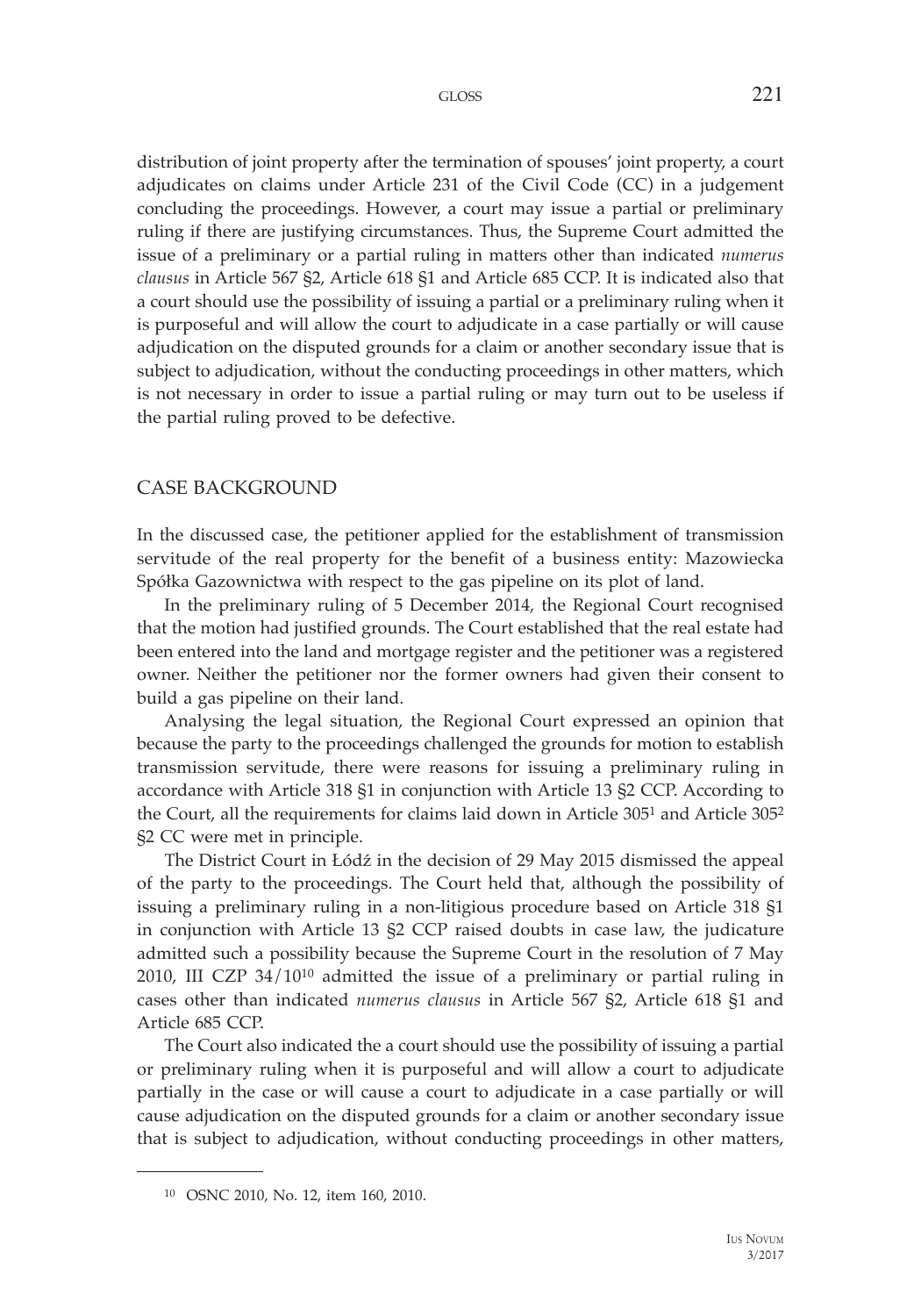distribution of joint property after the termination of spouses' joint property, a court adjudicates on claims under Article 231 of the Civil Code (CC) in a judgement concluding the proceedings. However, a court may issue a partial or preliminary ruling if there are justifying circumstances. Thus, the Supreme Court admitted the issue of a preliminary or a partial ruling in matters other than indicated *numerus clausus* in Article 567 §2, Article 618 §1 and Article 685 CCP. It is indicated also that a court should use the possibility of issuing a partial or a preliminary ruling when it is purposeful and will allow the court to adjudicate in a case partially or will cause adjudication on the disputed grounds for a claim or another secondary issue that is subject to adjudication, without the conducting proceedings in other matters, which is not necessary in order to issue a partial ruling or may turn out to be useless if the partial ruling proved to be defective.

## CASE BACKGROUND

In the discussed case, the petitioner applied for the establishment of transmission servitude of the real property for the benefit of a business entity: Mazowiecka Spółka Gazownictwa with respect to the gas pipeline on its plot of land.

In the preliminary ruling of 5 December 2014, the Regional Court recognised that the motion had justified grounds. The Court established that the real estate had been entered into the land and mortgage register and the petitioner was a registered owner. Neither the petitioner nor the former owners had given their consent to build a gas pipeline on their land.

Analysing the legal situation, the Regional Court expressed an opinion that because the party to the proceedings challenged the grounds for motion to establish transmission servitude, there were reasons for issuing a preliminary ruling in accordance with Article 318 §1 in conjunction with Article 13 §2 CCP. According to the Court, all the requirements for claims laid down in Article 305[1] and Article 305[2] §2 CC were met in principle.

The District Court in Łódź in the decision of 29 May 2015 dismissed the appeal of the party to the proceedings. The Court held that, although the possibility of issuing a preliminary ruling in a non-litigious procedure based on Article 318 §1 in conjunction with Article 13 §2 CCP raised doubts in case law, the judicature admitted such a possibility because the Supreme Court in the resolution of 7 May 2010, III CZP 34/10[10] admitted the issue of a preliminary or partial ruling in cases other than indicated *numerus clausus* in Article 567 §2, Article 618 §1 and Article 685 CCP.

The Court also indicated the a court should use the possibility of issuing a partial or preliminary ruling when it is purposeful and will allow a court to adjudicate partially in the case or will cause a court to adjudicate in a case partially or will cause adjudication on the disputed grounds for a claim or another secondary issue that is subject to adjudication, without conducting proceedings in other matters,

[10] OSNC 2010, No. 12, item 160, 2010.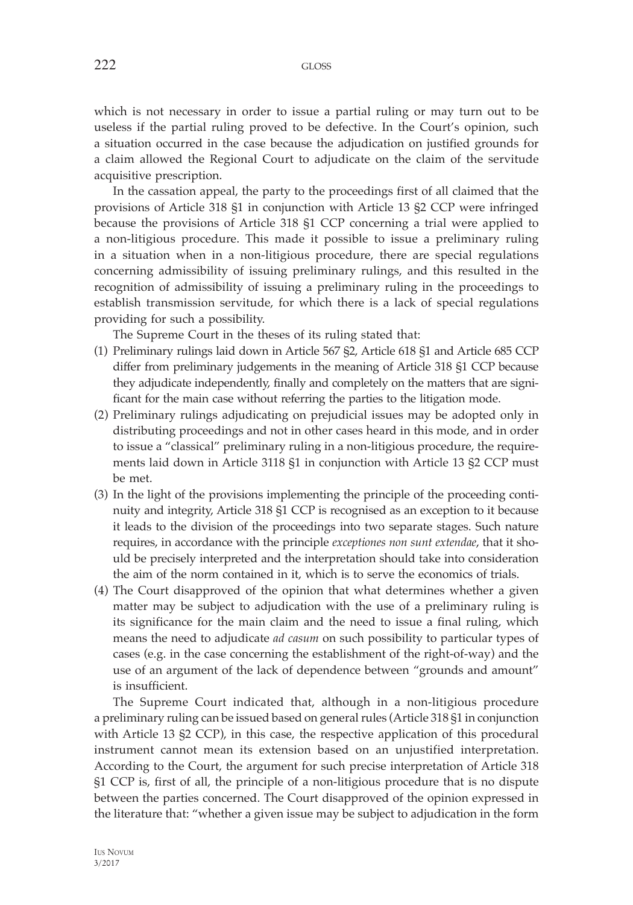which is not necessary in order to issue a partial ruling or may turn out to be useless if the partial ruling proved to be defective. In the Court's opinion, such a situation occurred in the case because the adjudication on justified grounds for a claim allowed the Regional Court to adjudicate on the claim of the servitude acquisitive prescription.

In the cassation appeal, the party to the proceedings first of all claimed that the provisions of Article 318 §1 in conjunction with Article 13 §2 CCP were infringed because the provisions of Article 318 §1 CCP concerning a trial were applied to a non-litigious procedure. This made it possible to issue a preliminary ruling in a situation when in a non-litigious procedure, there are special regulations concerning admissibility of issuing preliminary rulings, and this resulted in the recognition of admissibility of issuing a preliminary ruling in the proceedings to establish transmission servitude, for which there is a lack of special regulations providing for such a possibility.

The Supreme Court in the theses of its ruling stated that:

(1) Preliminary rulings laid down in Article 567 §2, Article 618 §1 and Article 685 CCP differ from preliminary judgements in the meaning of Article 318 §1 CCP because they adjudicate independently, finally and completely on the matters that are significant for the main case without referring the parties to the litigation mode.
(2) Preliminary rulings adjudicating on prejudicial issues may be adopted only in distributing proceedings and not in other cases heard in this mode, and in order to issue a "classical" preliminary ruling in a non-litigious procedure, the requirements laid down in Article 3118 §1 in conjunction with Article 13 §2 CCP must be met.
(3) In the light of the provisions implementing the principle of the proceeding continuity and integrity, Article 318 §1 CCP is recognised as an exception to it because it leads to the division of the proceedings into two separate stages. Such nature requires, in accordance with the principle *exceptiones non sunt extendae*, that it should be precisely interpreted and the interpretation should take into consideration the aim of the norm contained in it, which is to serve the economics of trials.
(4) The Court disapproved of the opinion that what determines whether a given matter may be subject to adjudication with the use of a preliminary ruling is its significance for the main claim and the need to issue a final ruling, which means the need to adjudicate *ad casum* on such possibility to particular types of cases (e.g. in the case concerning the establishment of the right-of-way) and the use of an argument of the lack of dependence between "grounds and amount" is insufficient.

The Supreme Court indicated that, although in a non-litigious procedure a preliminary ruling can be issued based on general rules (Article 318 §1 in conjunction with Article 13 §2 CCP), in this case, the respective application of this procedural instrument cannot mean its extension based on an unjustified interpretation. According to the Court, the argument for such precise interpretation of Article 318 §1 CCP is, first of all, the principle of a non-litigious procedure that is no dispute between the parties concerned. The Court disapproved of the opinion expressed in the literature that: "whether a given issue may be subject to adjudication in the form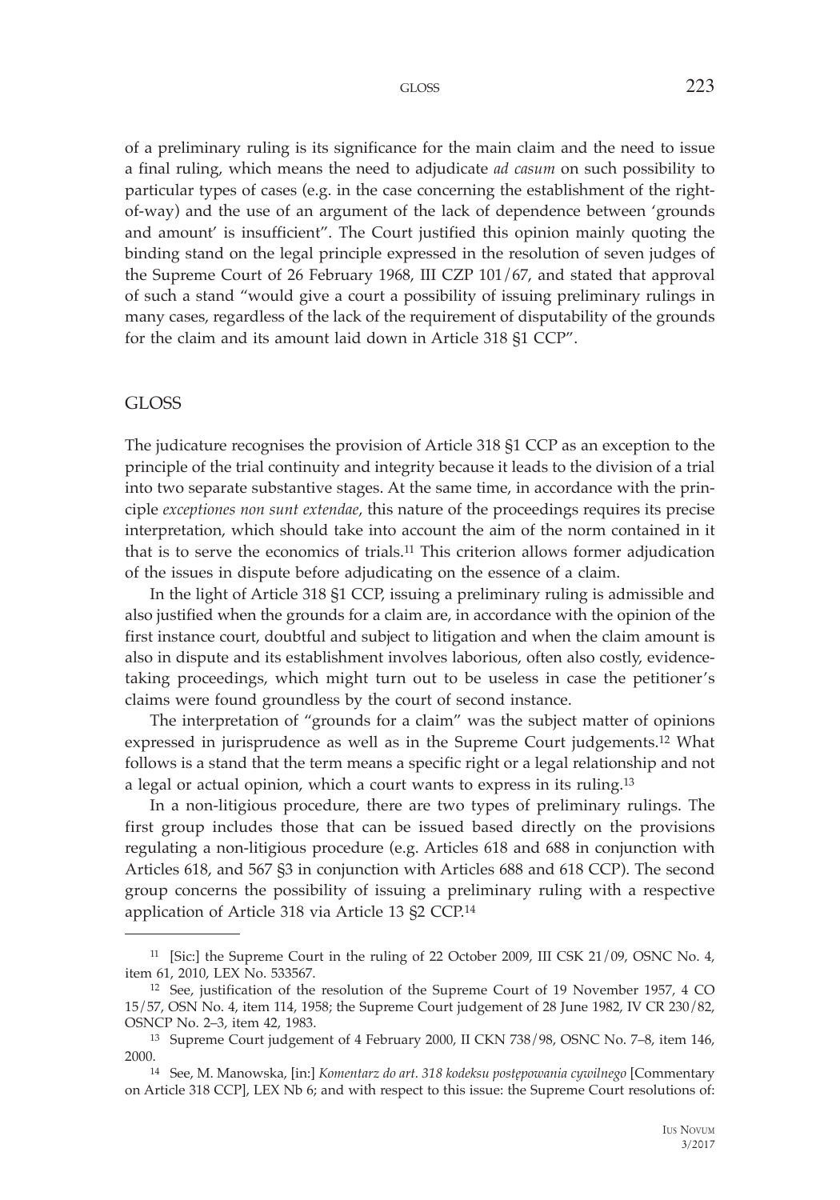of a preliminary ruling is its significance for the main claim and the need to issue a final ruling, which means the need to adjudicate *ad casum* on such possibility to particular types of cases (e.g. in the case concerning the establishment of the right-of-way) and the use of an argument of the lack of dependence between 'grounds and amount' is insufficient". The Court justified this opinion mainly quoting the binding stand on the legal principle expressed in the resolution of seven judges of the Supreme Court of 26 February 1968, III CZP 101/67, and stated that approval of such a stand "would give a court a possibility of issuing preliminary rulings in many cases, regardless of the lack of the requirement of disputability of the grounds for the claim and its amount laid down in Article 318 §1 CCP".

## GLOSS

The judicature recognises the provision of Article 318 §1 CCP as an exception to the principle of the trial continuity and integrity because it leads to the division of a trial into two separate substantive stages. At the same time, in accordance with the principle *exceptiones non sunt extendae*, this nature of the proceedings requires its precise interpretation, which should take into account the aim of the norm contained in it that is to serve the economics of trials.[11] This criterion allows former adjudication of the issues in dispute before adjudicating on the essence of a claim.

In the light of Article 318 §1 CCP, issuing a preliminary ruling is admissible and also justified when the grounds for a claim are, in accordance with the opinion of the first instance court, doubtful and subject to litigation and when the claim amount is also in dispute and its establishment involves laborious, often also costly, evidence-taking proceedings, which might turn out to be useless in case the petitioner's claims were found groundless by the court of second instance.

The interpretation of "grounds for a claim" was the subject matter of opinions expressed in jurisprudence as well as in the Supreme Court judgements.[12] What follows is a stand that the term means a specific right or a legal relationship and not a legal or actual opinion, which a court wants to express in its ruling.[13]

In a non-litigious procedure, there are two types of preliminary rulings. The first group includes those that can be issued based directly on the provisions regulating a non-litigious procedure (e.g. Articles 618 and 688 in conjunction with Articles 618, and 567 §3 in conjunction with Articles 688 and 618 CCP). The second group concerns the possibility of issuing a preliminary ruling with a respective application of Article 318 via Article 13 §2 CCP.[14]

---

[11] [Sic:] the Supreme Court in the ruling of 22 October 2009, III CSK 21/09, OSNC No. 4, item 61, 2010, LEX No. 533567.

[12] See, justification of the resolution of the Supreme Court of 19 November 1957, 4 CO 15/57, OSN No. 4, item 114, 1958; the Supreme Court judgement of 28 June 1982, IV CR 230/82, OSNCP No. 2–3, item 42, 1983.

[13] Supreme Court judgement of 4 February 2000, II CKN 738/98, OSNC No. 7–8, item 146, 2000.

[14] See, M. Manowska, [in:] *Komentarz do art. 318 kodeksu postępowania cywilnego* [Commentary on Article 318 CCP], LEX Nb 6; and with respect to this issue: the Supreme Court resolutions of: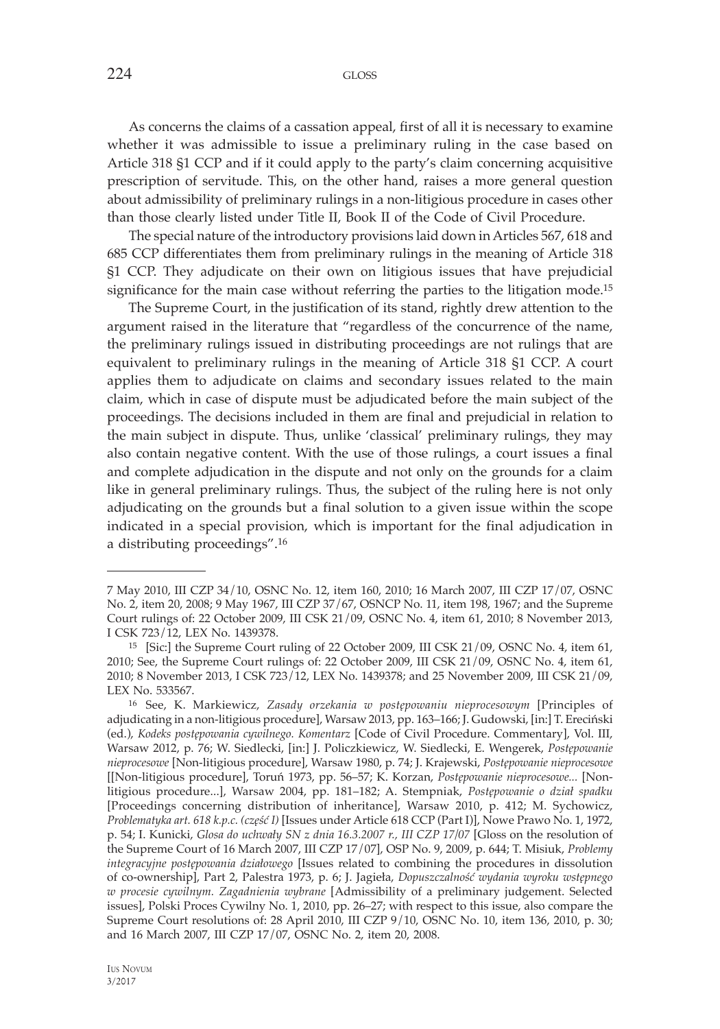As concerns the claims of a cassation appeal, first of all it is necessary to examine whether it was admissible to issue a preliminary ruling in the case based on Article 318 §1 CCP and if it could apply to the party's claim concerning acquisitive prescription of servitude. This, on the other hand, raises a more general question about admissibility of preliminary rulings in a non-litigious procedure in cases other than those clearly listed under Title II, Book II of the Code of Civil Procedure.

The special nature of the introductory provisions laid down in Articles 567, 618 and 685 CCP differentiates them from preliminary rulings in the meaning of Article 318 §1 CCP. They adjudicate on their own on litigious issues that have prejudicial significance for the main case without referring the parties to the litigation mode.[15]

The Supreme Court, in the justification of its stand, rightly drew attention to the argument raised in the literature that "regardless of the concurrence of the name, the preliminary rulings issued in distributing proceedings are not rulings that are equivalent to preliminary rulings in the meaning of Article 318 §1 CCP. A court applies them to adjudicate on claims and secondary issues related to the main claim, which in case of dispute must be adjudicated before the main subject of the proceedings. The decisions included in them are final and prejudicial in relation to the main subject in dispute. Thus, unlike 'classical' preliminary rulings, they may also contain negative content. With the use of those rulings, a court issues a final and complete adjudication in the dispute and not only on the grounds for a claim like in general preliminary rulings. Thus, the subject of the ruling here is not only adjudicating on the grounds but a final solution to a given issue within the scope indicated in a special provision, which is important for the final adjudication in a distributing proceedings".[16]

---

7 May 2010, III CZP 34/10, OSNC No. 12, item 160, 2010; 16 March 2007, III CZP 17/07, OSNC No. 2, item 20, 2008; 9 May 1967, III CZP 37/67, OSNCP No. 11, item 198, 1967; and the Supreme Court rulings of: 22 October 2009, III CSK 21/09, OSNC No. 4, item 61, 2010; 8 November 2013, I CSK 723/12, LEX No. 1439378.

[15] [Sic:] the Supreme Court ruling of 22 October 2009, III CSK 21/09, OSNC No. 4, item 61, 2010; See, the Supreme Court rulings of: 22 October 2009, III CSK 21/09, OSNC No. 4, item 61, 2010; 8 November 2013, I CSK 723/12, LEX No. 1439378; and 25 November 2009, III CSK 21/09, LEX No. 533567.

[16] See, K. Markiewicz, *Zasady orzekania w postępowaniu nieprocesowym* [Principles of adjudicating in a non-litigious procedure], Warsaw 2013, pp. 163–166; J. Gudowski, [in:] T. Ereciński (ed.), *Kodeks postępowania cywilnego. Komentarz* [Code of Civil Procedure. Commentary], Vol. III, Warsaw 2012, p. 76; W. Siedlecki, [in:] J. Policzkiewicz, W. Siedlecki, E. Wengerek, *Postępowanie nieprocesowe* [Non-litigious procedure], Warsaw 1980, p. 74; J. Krajewski, *Postępowanie nieprocesowe* [[Non-litigious procedure], Toruń 1973, pp. 56–57; K. Korzan, *Postępowanie nieprocesowe...* [Non-litigious procedure...], Warsaw 2004, pp. 181–182; A. Stempniak, *Postępowanie o dział spadku* [Proceedings concerning distribution of inheritance], Warsaw 2010, p. 412; M. Sychowicz, *Problematyka art. 618 k.p.c. (część I)* [Issues under Article 618 CCP (Part I)], Nowe Prawo No. 1, 1972, p. 54; I. Kunicki, *Glosa do uchwały SN z dnia 16.3.2007 r., III CZP 17/07* [Gloss on the resolution of the Supreme Court of 16 March 2007, III CZP 17/07], OSP No. 9, 2009, p. 644; T. Misiuk, *Problemy integracyjne postępowania działowego* [Issues related to combining the procedures in dissolution of co-ownership], Part 2, Palestra 1973, p. 6; J. Jagieła, *Dopuszczalność wydania wyroku wstępnego w procesie cywilnym. Zagadnienia wybrane* [Admissibility of a preliminary judgement. Selected issues], Polski Proces Cywilny No. 1, 2010, pp. 26–27; with respect to this issue, also compare the Supreme Court resolutions of: 28 April 2010, III CZP 9/10, OSNC No. 10, item 136, 2010, p. 30; and 16 March 2007, III CZP 17/07, OSNC No. 2, item 20, 2008.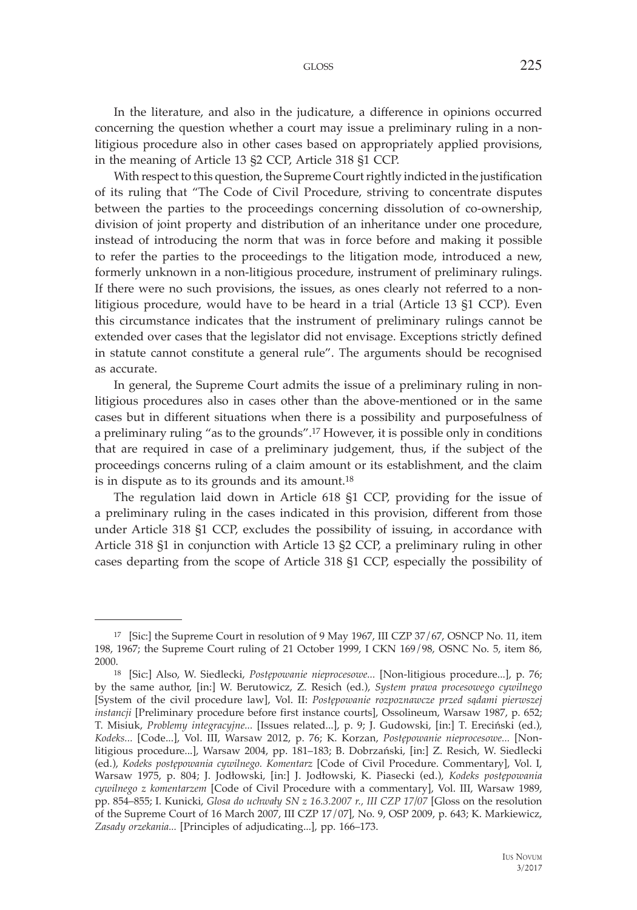In the literature, and also in the judicature, a difference in opinions occurred concerning the question whether a court may issue a preliminary ruling in a non-litigious procedure also in other cases based on appropriately applied provisions, in the meaning of Article 13 §2 CCP, Article 318 §1 CCP.

With respect to this question, the Supreme Court rightly indicted in the justification of its ruling that "The Code of Civil Procedure, striving to concentrate disputes between the parties to the proceedings concerning dissolution of co-ownership, division of joint property and distribution of an inheritance under one procedure, instead of introducing the norm that was in force before and making it possible to refer the parties to the proceedings to the litigation mode, introduced a new, formerly unknown in a non-litigious procedure, instrument of preliminary rulings. If there were no such provisions, the issues, as ones clearly not referred to a non-litigious procedure, would have to be heard in a trial (Article 13 §1 CCP). Even this circumstance indicates that the instrument of preliminary rulings cannot be extended over cases that the legislator did not envisage. Exceptions strictly defined in statute cannot constitute a general rule". The arguments should be recognised as accurate.

In general, the Supreme Court admits the issue of a preliminary ruling in non-litigious procedures also in cases other than the above-mentioned or in the same cases but in different situations when there is a possibility and purposefulness of a preliminary ruling "as to the grounds".[17] However, it is possible only in conditions that are required in case of a preliminary judgement, thus, if the subject of the proceedings concerns ruling of a claim amount or its establishment, and the claim is in dispute as to its grounds and its amount.[18]

The regulation laid down in Article 618 §1 CCP, providing for the issue of a preliminary ruling in the cases indicated in this provision, different from those under Article 318 §1 CCP, excludes the possibility of issuing, in accordance with Article 318 §1 in conjunction with Article 13 §2 CCP, a preliminary ruling in other cases departing from the scope of Article 318 §1 CCP, especially the possibility of

---

[17] [Sic:] the Supreme Court in resolution of 9 May 1967, III CZP 37/67, OSNCP No. 11, item 198, 1967; the Supreme Court ruling of 21 October 1999, I CKN 169/98, OSNC No. 5, item 86, 2000.

[18] [Sic:] Also, W. Siedlecki, *Postępowanie nieprocesowe...* [Non-litigious procedure...], p. 76; by the same author, [in:] W. Berutowicz, Z. Resich (ed.), *System prawa procesowego cywilnego* [System of the civil procedure law], Vol. II: *Postępowanie rozpoznawcze przed sądami pierwszej instancji* [Preliminary procedure before first instance courts], Ossolineum, Warsaw 1987, p. 652; T. Misiuk, *Problemy integracyjne...* [Issues related...], p. 9; J. Gudowski, [in:] T. Ereciński (ed.), *Kodeks...* [Code...], Vol. III, Warsaw 2012, p. 76; K. Korzan, *Postępowanie nieprocesowe...* [Non-litigious procedure...], Warsaw 2004, pp. 181–183; B. Dobrzański, [in:] Z. Resich, W. Siedlecki (ed.), *Kodeks postępowania cywilnego. Komentarz* [Code of Civil Procedure. Commentary], Vol. I, Warsaw 1975, p. 804; J. Jodłowski, [in:] J. Jodłowski, K. Piasecki (ed.), *Kodeks postępowania cywilnego z komentarzem* [Code of Civil Procedure with a commentary], Vol. III, Warsaw 1989, pp. 854–855; I. Kunicki, *Glosa do uchwały SN z 16.3.2007 r., III CZP 17/07* [Gloss on the resolution of the Supreme Court of 16 March 2007, III CZP 17/07], No. 9, OSP 2009, p. 643; K. Markiewicz, *Zasady orzekania...* [Principles of adjudicating...], pp. 166–173.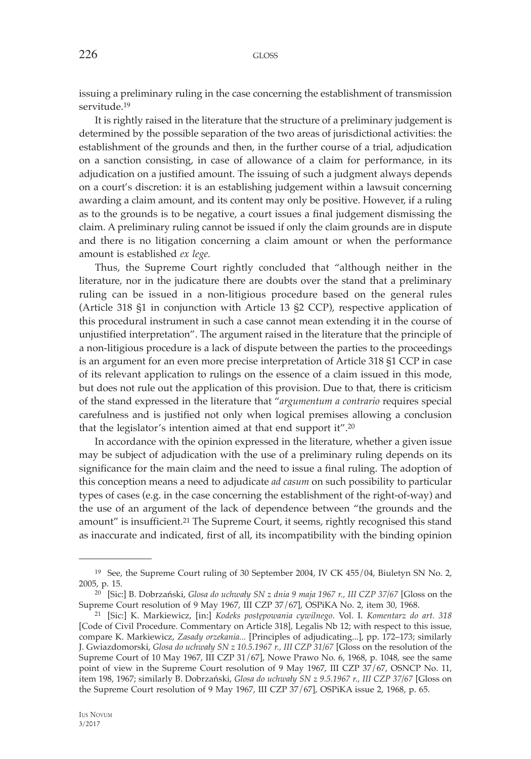issuing a preliminary ruling in the case concerning the establishment of transmission servitude.[19]

It is rightly raised in the literature that the structure of a preliminary judgement is determined by the possible separation of the two areas of jurisdictional activities: the establishment of the grounds and then, in the further course of a trial, adjudication on a sanction consisting, in case of allowance of a claim for performance, in its adjudication on a justified amount. The issuing of such a judgment always depends on a court's discretion: it is an establishing judgement within a lawsuit concerning awarding a claim amount, and its content may only be positive. However, if a ruling as to the grounds is to be negative, a court issues a final judgement dismissing the claim. A preliminary ruling cannot be issued if only the claim grounds are in dispute and there is no litigation concerning a claim amount or when the performance amount is established *ex lege.*

Thus, the Supreme Court rightly concluded that "although neither in the literature, nor in the judicature there are doubts over the stand that a preliminary ruling can be issued in a non-litigious procedure based on the general rules (Article 318 §1 in conjunction with Article 13 §2 CCP), respective application of this procedural instrument in such a case cannot mean extending it in the course of unjustified interpretation". The argument raised in the literature that the principle of a non-litigious procedure is a lack of dispute between the parties to the proceedings is an argument for an even more precise interpretation of Article 318 §1 CCP in case of its relevant application to rulings on the essence of a claim issued in this mode, but does not rule out the application of this provision. Due to that, there is criticism of the stand expressed in the literature that "*argumentum a contrario* requires special carefulness and is justified not only when logical premises allowing a conclusion that the legislator's intention aimed at that end support it".[20]

In accordance with the opinion expressed in the literature, whether a given issue may be subject of adjudication with the use of a preliminary ruling depends on its significance for the main claim and the need to issue a final ruling. The adoption of this conception means a need to adjudicate *ad casum* on such possibility to particular types of cases (e.g. in the case concerning the establishment of the right-of-way) and the use of an argument of the lack of dependence between "the grounds and the amount" is insufficient.[21] The Supreme Court, it seems, rightly recognised this stand as inaccurate and indicated, first of all, its incompatibility with the binding opinion

---

[19] See, the Supreme Court ruling of 30 September 2004, IV CK 455/04, Biuletyn SN No. 2, 2005, p. 15.

[20] [Sic:] B. Dobrzański, *Glosa do uchwały SN z dnia 9 maja 1967 r., III CZP 37/67* [Gloss on the Supreme Court resolution of 9 May 1967, III CZP 37/67], OSPiKA No. 2, item 30, 1968.

[21] [Sic:] K. Markiewicz, [in:] *Kodeks postępowania cywilnego*. Vol. I. *Komentarz do art. 318* [Code of Civil Procedure. Commentary on Article 318], Legalis Nb 12; with respect to this issue, compare K. Markiewicz, *Zasady orzekania...* [Principles of adjudicating...], pp. 172–173; similarly J. Gwiazdomorski, *Glosa do uchwały SN z 10.5.1967 r., III CZP 31/67* [Gloss on the resolution of the Supreme Court of 10 May 1967, III CZP 31/67], Nowe Prawo No. 6, 1968, p. 1048, see the same point of view in the Supreme Court resolution of 9 May 1967, III CZP 37/67, OSNCP No. 11, item 198, 1967; similarly B. Dobrzański, *Glosa do uchwały SN z 9.5.1967 r., III CZP 37/67* [Gloss on the Supreme Court resolution of 9 May 1967, III CZP 37/67], OSPiKA issue 2, 1968, p. 65.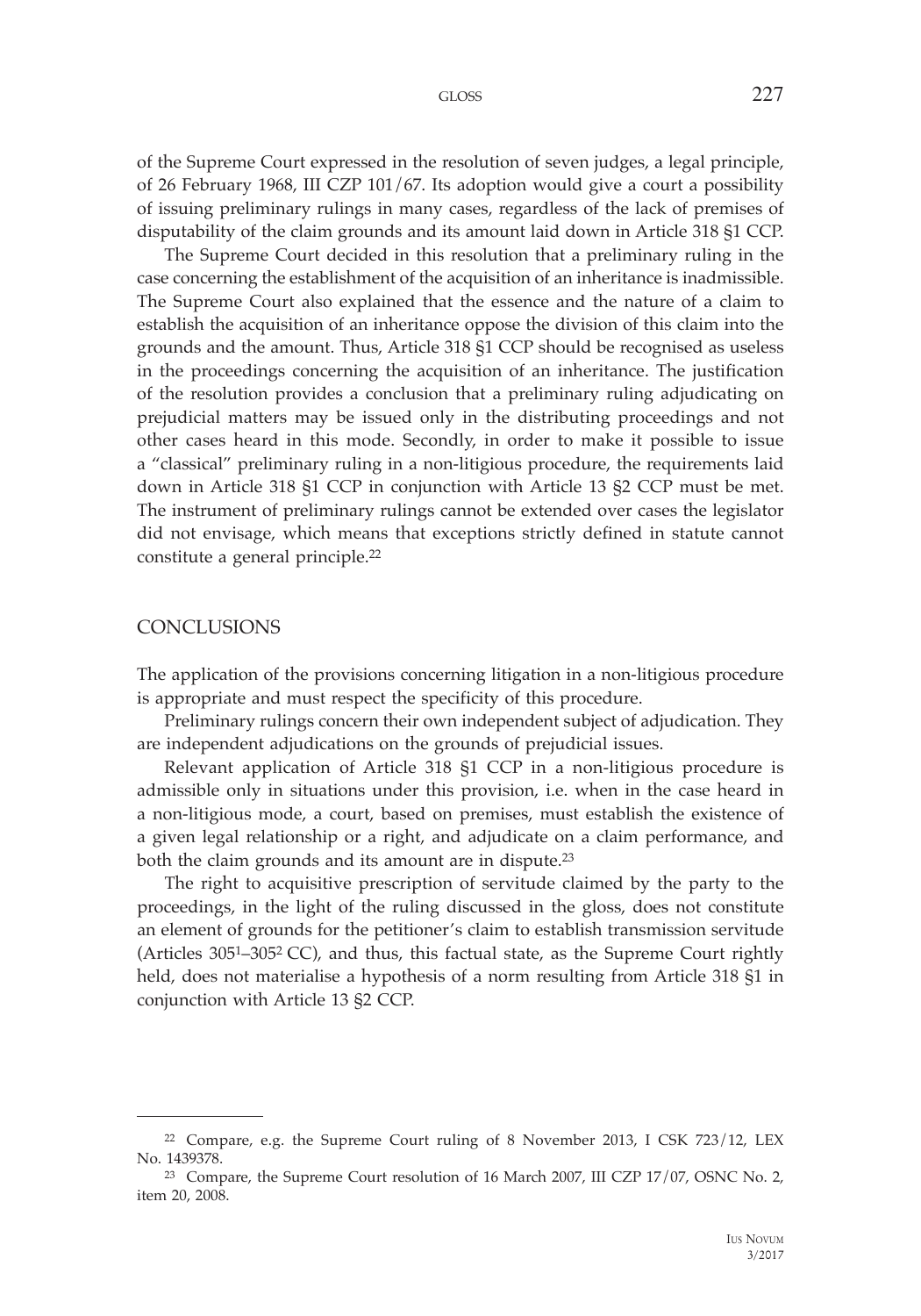of the Supreme Court expressed in the resolution of seven judges, a legal principle, of 26 February 1968, III CZP 101/67. Its adoption would give a court a possibility of issuing preliminary rulings in many cases, regardless of the lack of premises of disputability of the claim grounds and its amount laid down in Article 318 §1 CCP.

The Supreme Court decided in this resolution that a preliminary ruling in the case concerning the establishment of the acquisition of an inheritance is inadmissible. The Supreme Court also explained that the essence and the nature of a claim to establish the acquisition of an inheritance oppose the division of this claim into the grounds and the amount. Thus, Article 318 §1 CCP should be recognised as useless in the proceedings concerning the acquisition of an inheritance. The justification of the resolution provides a conclusion that a preliminary ruling adjudicating on prejudicial matters may be issued only in the distributing proceedings and not other cases heard in this mode. Secondly, in order to make it possible to issue a "classical" preliminary ruling in a non-litigious procedure, the requirements laid down in Article 318 §1 CCP in conjunction with Article 13 §2 CCP must be met. The instrument of preliminary rulings cannot be extended over cases the legislator did not envisage, which means that exceptions strictly defined in statute cannot constitute a general principle.[22]

## CONCLUSIONS

The application of the provisions concerning litigation in a non-litigious procedure is appropriate and must respect the specificity of this procedure.

Preliminary rulings concern their own independent subject of adjudication. They are independent adjudications on the grounds of prejudicial issues.

Relevant application of Article 318 §1 CCP in a non-litigious procedure is admissible only in situations under this provision, i.e. when in the case heard in a non-litigious mode, a court, based on premises, must establish the existence of a given legal relationship or a right, and adjudicate on a claim performance, and both the claim grounds and its amount are in dispute.[23]

The right to acquisitive prescription of servitude claimed by the party to the proceedings, in the light of the ruling discussed in the gloss, does not constitute an element of grounds for the petitioner's claim to establish transmission servitude (Articles 305[1]–305[2] CC), and thus, this factual state, as the Supreme Court rightly held, does not materialise a hypothesis of a norm resulting from Article 318 §1 in conjunction with Article 13 §2 CCP.

---

[22] Compare, e.g. the Supreme Court ruling of 8 November 2013, I CSK 723/12, LEX No. 1439378.

[23] Compare, the Supreme Court resolution of 16 March 2007, III CZP 17/07, OSNC No. 2, item 20, 2008.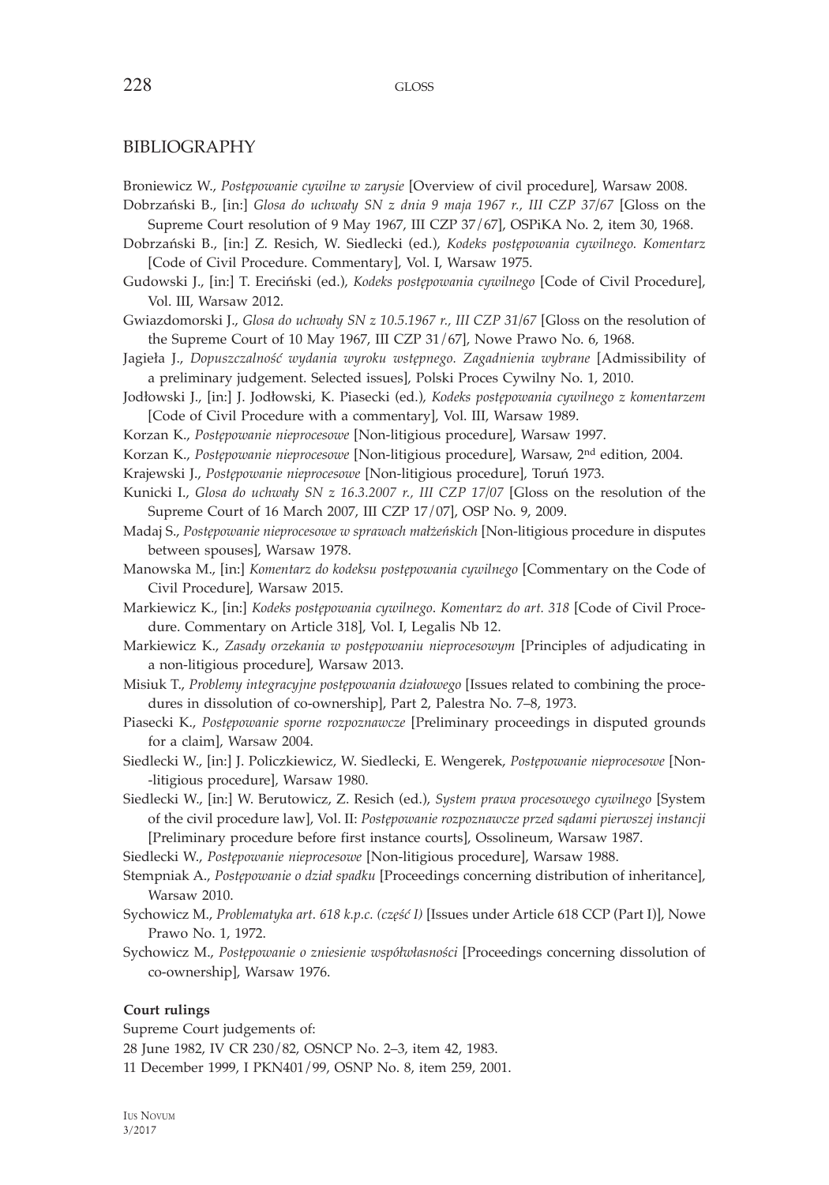## BIBLIOGRAPHY

Broniewicz W., *Postępowanie cywilne w zarysie* [Overview of civil procedure], Warsaw 2008.

Dobrzański B., [in:] *Glosa do uchwały SN z dnia 9 maja 1967 r., III CZP 37/67* [Gloss on the Supreme Court resolution of 9 May 1967, III CZP 37/67], OSPiKA No. 2, item 30, 1968.

Dobrzański B., [in:] Z. Resich, W. Siedlecki (ed.), *Kodeks postępowania cywilnego. Komentarz* [Code of Civil Procedure. Commentary], Vol. I, Warsaw 1975.

Gudowski J., [in:] T. Ereciński (ed.), *Kodeks postępowania cywilnego* [Code of Civil Procedure], Vol. III, Warsaw 2012.

Gwiazdomorski J., *Glosa do uchwały SN z 10.5.1967 r., III CZP 31/67* [Gloss on the resolution of the Supreme Court of 10 May 1967, III CZP 31/67], Nowe Prawo No. 6, 1968.

Jagieła J., *Dopuszczalność wydania wyroku wstępnego. Zagadnienia wybrane* [Admissibility of a preliminary judgement. Selected issues], Polski Proces Cywilny No. 1, 2010.

Jodłowski J., [in:] J. Jodłowski, K. Piasecki (ed.), *Kodeks postępowania cywilnego z komentarzem* [Code of Civil Procedure with a commentary], Vol. III, Warsaw 1989.

Korzan K., *Postępowanie nieprocesowe* [Non-litigious procedure], Warsaw 1997.

Korzan K., *Postępowanie nieprocesowe* [Non-litigious procedure], Warsaw, 2nd edition, 2004.

Krajewski J., *Postępowanie nieprocesowe* [Non-litigious procedure], Toruń 1973.

Kunicki I., *Glosa do uchwały SN z 16.3.2007 r., III CZP 17/07* [Gloss on the resolution of the Supreme Court of 16 March 2007, III CZP 17/07], OSP No. 9, 2009.

Madaj S., *Postępowanie nieprocesowe w sprawach małżeńskich* [Non-litigious procedure in disputes between spouses], Warsaw 1978.

Manowska M., [in:] *Komentarz do kodeksu postępowania cywilnego* [Commentary on the Code of Civil Procedure], Warsaw 2015.

Markiewicz K., [in:] *Kodeks postępowania cywilnego. Komentarz do art. 318* [Code of Civil Procedure. Commentary on Article 318], Vol. I, Legalis Nb 12.

Markiewicz K., *Zasady orzekania w postępowaniu nieprocesowym* [Principles of adjudicating in a non-litigious procedure], Warsaw 2013.

Misiuk T., *Problemy integracyjne postępowania działowego* [Issues related to combining the procedures in dissolution of co-ownership], Part 2, Palestra No. 7–8, 1973.

Piasecki K., *Postępowanie sporne rozpoznawcze* [Preliminary proceedings in disputed grounds for a claim], Warsaw 2004.

Siedlecki W., [in:] J. Policzkiewicz, W. Siedlecki, E. Wengerek, *Postępowanie nieprocesowe* [Non-litigious procedure], Warsaw 1980.

Siedlecki W., [in:] W. Berutowicz, Z. Resich (ed.), *System prawa procesowego cywilnego* [System of the civil procedure law], Vol. II: *Postępowanie rozpoznawcze przed sądami pierwszej instancji* [Preliminary procedure before first instance courts], Ossolineum, Warsaw 1987.

Siedlecki W., *Postępowanie nieprocesowe* [Non-litigious procedure], Warsaw 1988.

Stempniak A., *Postępowanie o dział spadku* [Proceedings concerning distribution of inheritance], Warsaw 2010.

Sychowicz M., *Problematyka art. 618 k.p.c. (część I)* [Issues under Article 618 CCP (Part I)], Nowe Prawo No. 1, 1972.

Sychowicz M., *Postępowanie o zniesienie współwłasności* [Proceedings concerning dissolution of co-ownership], Warsaw 1976.

**Court rulings**

Supreme Court judgements of:

28 June 1982, IV CR 230/82, OSNCP No. 2–3, item 42, 1983.

11 December 1999, I PKN401/99, OSNP No. 8, item 259, 2001.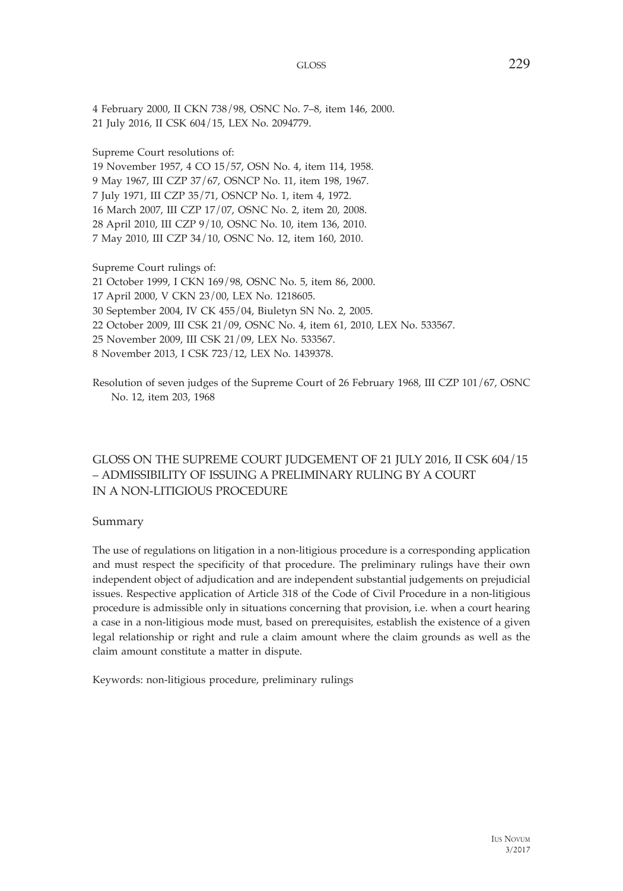4 February 2000, II CKN 738/98, OSNC No. 7–8, item 146, 2000.
21 July 2016, II CSK 604/15, LEX No. 2094779.

Supreme Court resolutions of:
19 November 1957, 4 CO 15/57, OSN No. 4, item 114, 1958.
9 May 1967, III CZP 37/67, OSNCP No. 11, item 198, 1967.
7 July 1971, III CZP 35/71, OSNCP No. 1, item 4, 1972.
16 March 2007, III CZP 17/07, OSNC No. 2, item 20, 2008.
28 April 2010, III CZP 9/10, OSNC No. 10, item 136, 2010.
7 May 2010, III CZP 34/10, OSNC No. 12, item 160, 2010.

Supreme Court rulings of:
21 October 1999, I CKN 169/98, OSNC No. 5, item 86, 2000.
17 April 2000, V CKN 23/00, LEX No. 1218605.
30 September 2004, IV CK 455/04, Biuletyn SN No. 2, 2005.
22 October 2009, III CSK 21/09, OSNC No. 4, item 61, 2010, LEX No. 533567.
25 November 2009, III CSK 21/09, LEX No. 533567.
8 November 2013, I CSK 723/12, LEX No. 1439378.

Resolution of seven judges of the Supreme Court of 26 February 1968, III CZP 101/67, OSNC No. 12, item 203, 1968

## GLOSS ON THE SUPREME COURT JUDGEMENT OF 21 JULY 2016, II CSK 604/15 – ADMISSIBILITY OF ISSUING A PRELIMINARY RULING BY A COURT IN A NON-LITIGIOUS PROCEDURE

### Summary

The use of regulations on litigation in a non-litigious procedure is a corresponding application and must respect the specificity of that procedure. The preliminary rulings have their own independent object of adjudication and are independent substantial judgements on prejudicial issues. Respective application of Article 318 of the Code of Civil Procedure in a non-litigious procedure is admissible only in situations concerning that provision, i.e. when a court hearing a case in a non-litigious mode must, based on prerequisites, establish the existence of a given legal relationship or right and rule a claim amount where the claim grounds as well as the claim amount constitute a matter in dispute.

Keywords: non-litigious procedure, preliminary rulings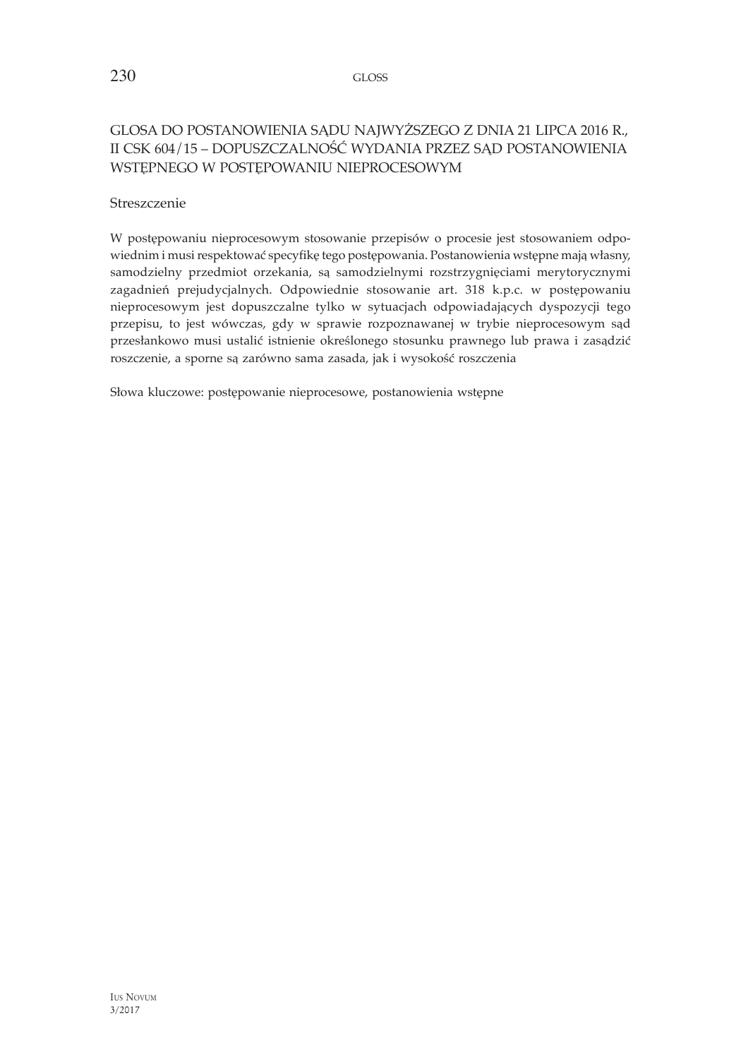## GLOSA DO POSTANOWIENIA SĄDU NAJWYŻSZEGO Z DNIA 21 LIPCA 2016 R., II CSK 604/15 – DOPUSZCZALNOŚĆ WYDANIA PRZEZ SĄD POSTANOWIENIA WSTĘPNEGO W POSTĘPOWANIU NIEPROCESOWYM

### Streszczenie

W postępowaniu nieprocesowym stosowanie przepisów o procesie jest stosowaniem odpowiednim i musi respektować specyfikę tego postępowania. Postanowienia wstępne mają własny, samodzielny przedmiot orzekania, są samodzielnymi rozstrzygnięciami merytorycznymi zagadnień prejudycjalnych. Odpowiednie stosowanie art. 318 k.p.c. w postępowaniu nieprocesowym jest dopuszczalne tylko w sytuacjach odpowiadających dyspozycji tego przepisu, to jest wówczas, gdy w sprawie rozpoznawanej w trybie nieprocesowym sąd przesłankowo musi ustalić istnienie określonego stosunku prawnego lub prawa i zasądzić roszczenie, a sporne są zarówno sama zasada, jak i wysokość roszczenia

Słowa kluczowe: postępowanie nieprocesowe, postanowienia wstępne